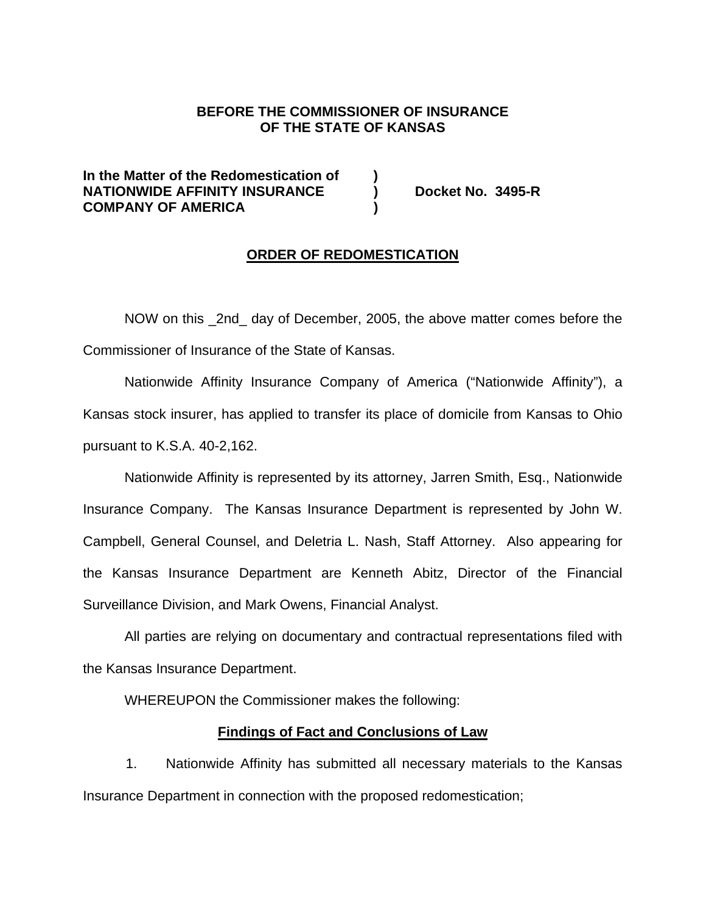**BEFORE THE COMMISSIONER OF INSURANCE**
**OF THE STATE OF KANSAS**

**In the Matter of the Redomestication of )**
**NATIONWIDE AFFINITY INSURANCE ) Docket No. 3495-R**
**COMPANY OF AMERICA )**

## ORDER OF REDOMESTICATION

NOW on this _2nd_ day of December, 2005, the above matter comes before the Commissioner of Insurance of the State of Kansas.

Nationwide Affinity Insurance Company of America ("Nationwide Affinity"), a Kansas stock insurer, has applied to transfer its place of domicile from Kansas to Ohio pursuant to K.S.A. 40-2,162.

Nationwide Affinity is represented by its attorney, Jarren Smith, Esq., Nationwide Insurance Company. The Kansas Insurance Department is represented by John W. Campbell, General Counsel, and Deletria L. Nash, Staff Attorney. Also appearing for the Kansas Insurance Department are Kenneth Abitz, Director of the Financial Surveillance Division, and Mark Owens, Financial Analyst.

All parties are relying on documentary and contractual representations filed with the Kansas Insurance Department.

WHEREUPON the Commissioner makes the following:

### Findings of Fact and Conclusions of Law

1. Nationwide Affinity has submitted all necessary materials to the Kansas Insurance Department in connection with the proposed redomestication;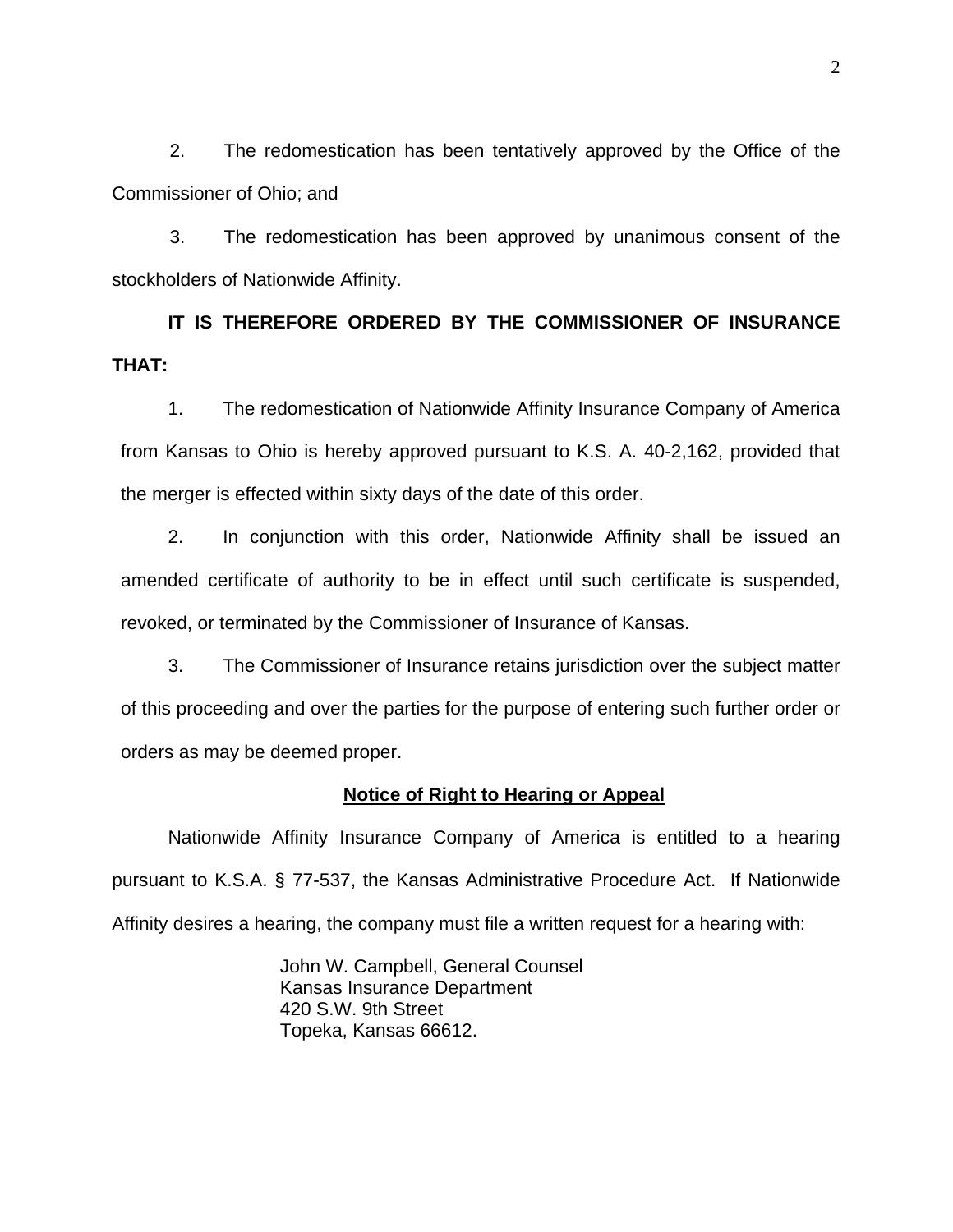2. The redomestication has been tentatively approved by the Office of the Commissioner of Ohio; and

3. The redomestication has been approved by unanimous consent of the stockholders of Nationwide Affinity.

**IT IS THEREFORE ORDERED BY THE COMMISSIONER OF INSURANCE THAT:**

1. The redomestication of Nationwide Affinity Insurance Company of America from Kansas to Ohio is hereby approved pursuant to K.S. A. 40-2,162, provided that the merger is effected within sixty days of the date of this order.

2. In conjunction with this order, Nationwide Affinity shall be issued an amended certificate of authority to be in effect until such certificate is suspended, revoked, or terminated by the Commissioner of Insurance of Kansas.

3. The Commissioner of Insurance retains jurisdiction over the subject matter of this proceeding and over the parties for the purpose of entering such further order or orders as may be deemed proper.

**Notice of Right to Hearing or Appeal**

Nationwide Affinity Insurance Company of America is entitled to a hearing pursuant to K.S.A. § 77-537, the Kansas Administrative Procedure Act. If Nationwide Affinity desires a hearing, the company must file a written request for a hearing with:

John W. Campbell, General Counsel
Kansas Insurance Department
420 S.W. 9th Street
Topeka, Kansas 66612.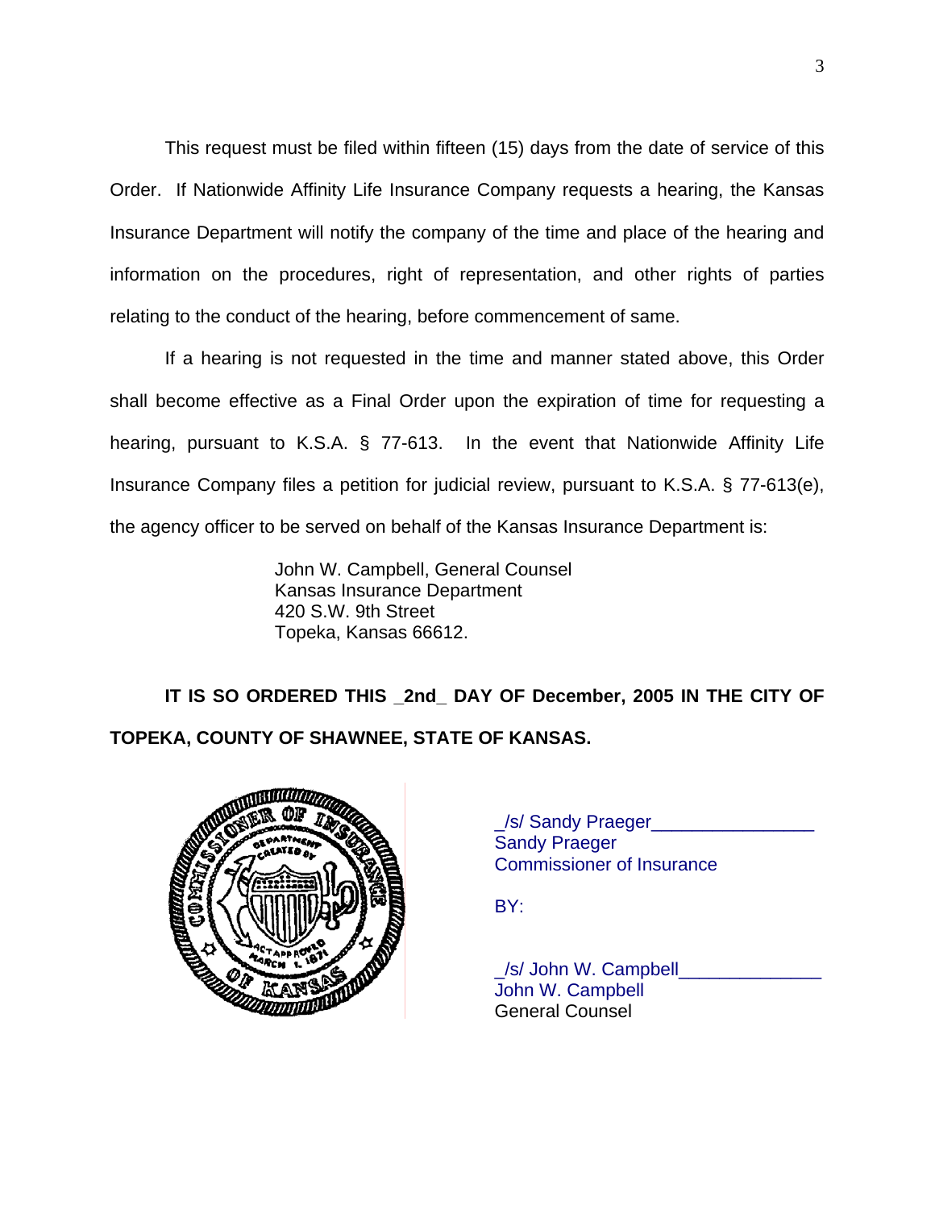This request must be filed within fifteen (15) days from the date of service of this Order. If Nationwide Affinity Life Insurance Company requests a hearing, the Kansas Insurance Department will notify the company of the time and place of the hearing and information on the procedures, right of representation, and other rights of parties relating to the conduct of the hearing, before commencement of same.

If a hearing is not requested in the time and manner stated above, this Order shall become effective as a Final Order upon the expiration of time for requesting a hearing, pursuant to K.S.A. § 77-613. In the event that Nationwide Affinity Life Insurance Company files a petition for judicial review, pursuant to K.S.A. § 77-613(e), the agency officer to be served on behalf of the Kansas Insurance Department is:

John W. Campbell, General Counsel
Kansas Insurance Department
420 S.W. 9th Street
Topeka, Kansas 66612.

**IT IS SO ORDERED THIS _2nd_ DAY OF December, 2005 IN THE CITY OF TOPEKA, COUNTY OF SHAWNEE, STATE OF KANSAS.**

_/s/ Sandy Praeger_______________
Sandy Praeger
Commissioner of Insurance

BY:

_/s/ John W. Campbell_____________
John W. Campbell
General Counsel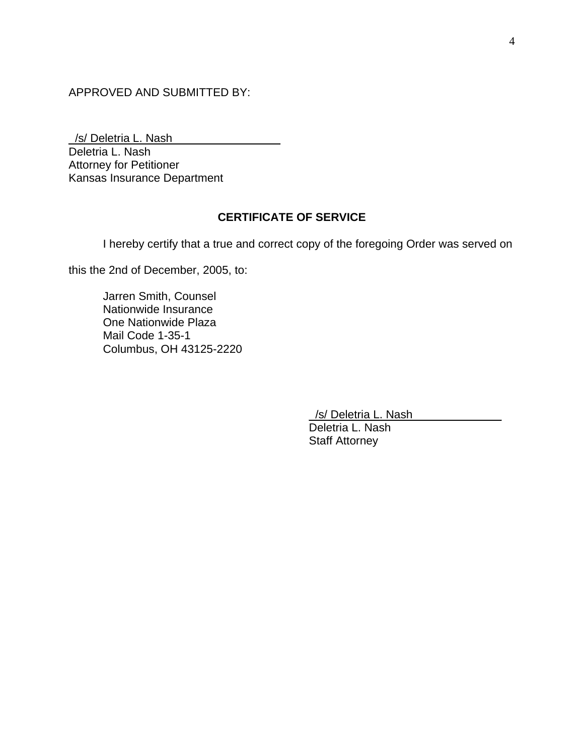APPROVED AND SUBMITTED BY:

/s/ Deletria L. Nash
Deletria L. Nash
Attorney for Petitioner
Kansas Insurance Department

**CERTIFICATE OF SERVICE**

I hereby certify that a true and correct copy of the foregoing Order was served on this the 2nd of December, 2005, to:

Jarren Smith, Counsel
Nationwide Insurance
One Nationwide Plaza
Mail Code 1-35-1
Columbus, OH 43125-2220

/s/ Deletria L. Nash
Deletria L. Nash
Staff Attorney